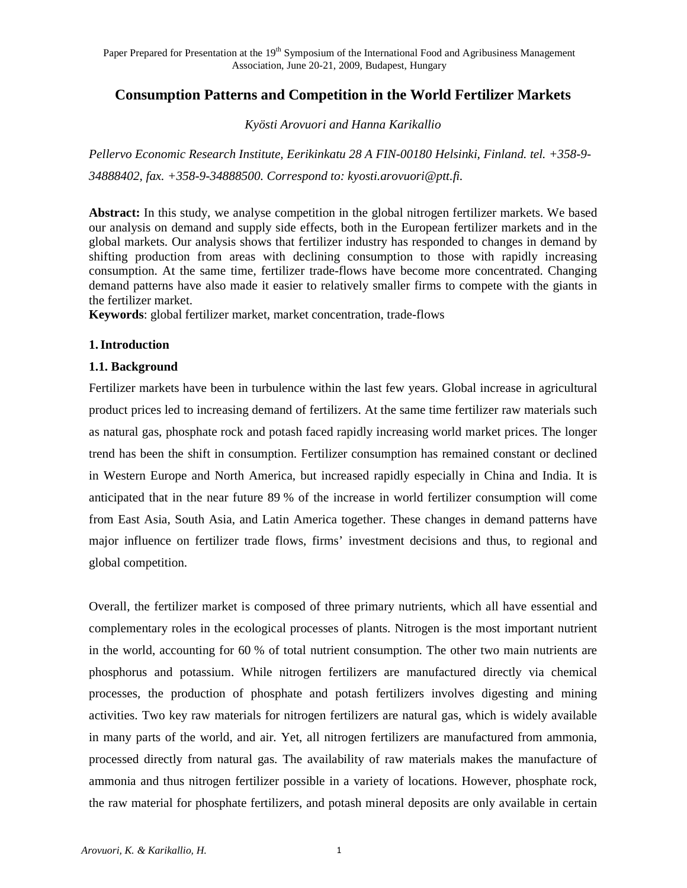Paper Prepared for Presentation at the 19th Symposium of the International Food and Agribusiness Management Association, June 20-21, 2009, Budapest, Hungary

# Consumption Patterns and Competition in the World Fertilizer Markets

*Kyösti Arovuori and Hanna Karikallio*

*Pellervo Economic Research Institute, Eerikinkatu 28 A FIN-00180 Helsinki, Finland. tel. +358-9-34888402, fax. +358-9-34888500. Correspond to: kyosti.arovuori@ptt.fi.*

**Abstract:** In this study, we analyse competition in the global nitrogen fertilizer markets. We based our analysis on demand and supply side effects, both in the European fertilizer markets and in the global markets. Our analysis shows that fertilizer industry has responded to changes in demand by shifting production from areas with declining consumption to those with rapidly increasing consumption. At the same time, fertilizer trade-flows have become more concentrated. Changing demand patterns have also made it easier to relatively smaller firms to compete with the giants in the fertilizer market.

**Keywords**: global fertilizer market, market concentration, trade-flows

## 1. Introduction

### 1.1. Background

Fertilizer markets have been in turbulence within the last few years. Global increase in agricultural product prices led to increasing demand of fertilizers. At the same time fertilizer raw materials such as natural gas, phosphate rock and potash faced rapidly increasing world market prices. The longer trend has been the shift in consumption. Fertilizer consumption has remained constant or declined in Western Europe and North America, but increased rapidly especially in China and India. It is anticipated that in the near future 89 % of the increase in world fertilizer consumption will come from East Asia, South Asia, and Latin America together. These changes in demand patterns have major influence on fertilizer trade flows, firms' investment decisions and thus, to regional and global competition.

Overall, the fertilizer market is composed of three primary nutrients, which all have essential and complementary roles in the ecological processes of plants. Nitrogen is the most important nutrient in the world, accounting for 60 % of total nutrient consumption. The other two main nutrients are phosphorus and potassium. While nitrogen fertilizers are manufactured directly via chemical processes, the production of phosphate and potash fertilizers involves digesting and mining activities. Two key raw materials for nitrogen fertilizers are natural gas, which is widely available in many parts of the world, and air. Yet, all nitrogen fertilizers are manufactured from ammonia, processed directly from natural gas. The availability of raw materials makes the manufacture of ammonia and thus nitrogen fertilizer possible in a variety of locations. However, phosphate rock, the raw material for phosphate fertilizers, and potash mineral deposits are only available in certain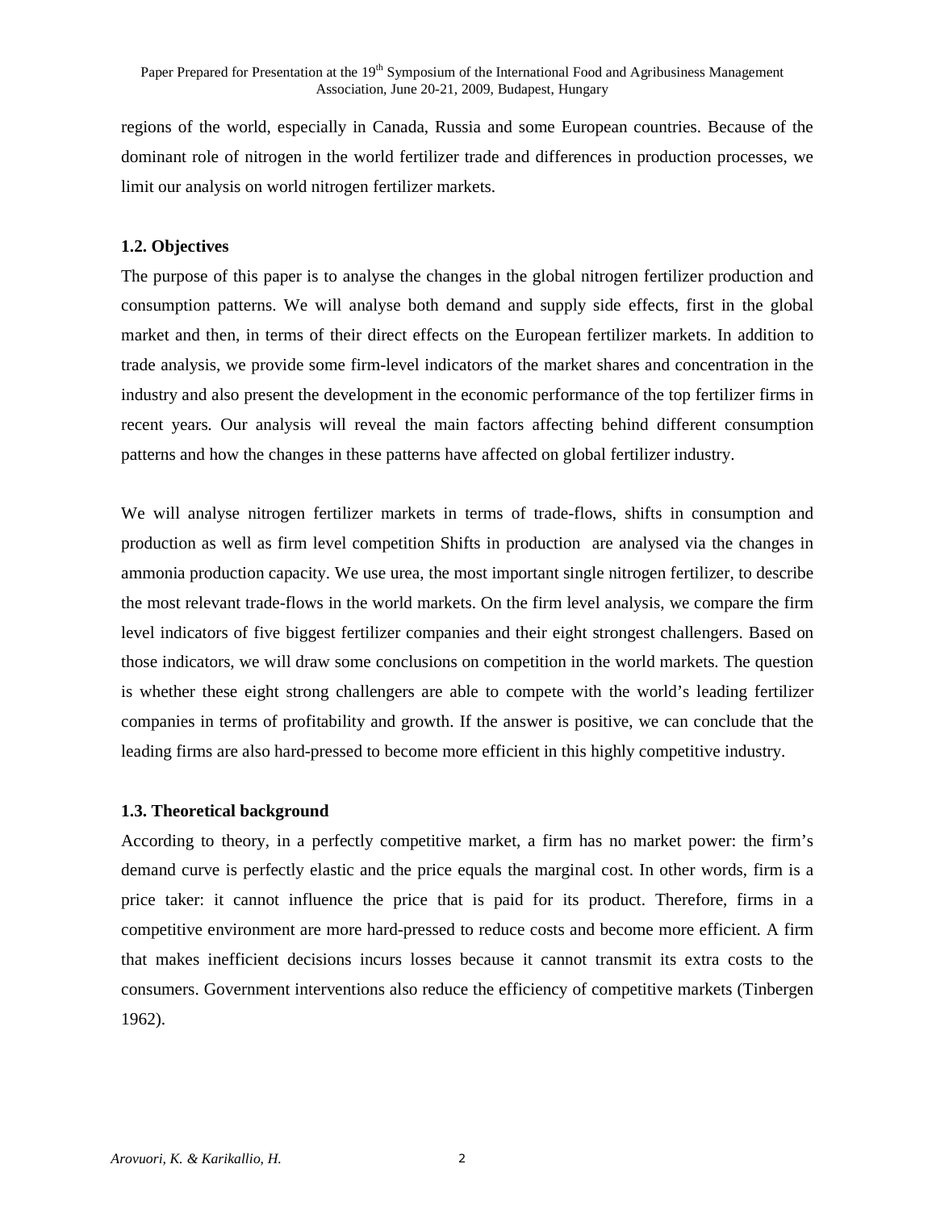regions of the world, especially in Canada, Russia and some European countries. Because of the dominant role of nitrogen in the world fertilizer trade and differences in production processes, we limit our analysis on world nitrogen fertilizer markets.

### 1.2. Objectives

The purpose of this paper is to analyse the changes in the global nitrogen fertilizer production and consumption patterns. We will analyse both demand and supply side effects, first in the global market and then, in terms of their direct effects on the European fertilizer markets. In addition to trade analysis, we provide some firm-level indicators of the market shares and concentration in the industry and also present the development in the economic performance of the top fertilizer firms in recent years. Our analysis will reveal the main factors affecting behind different consumption patterns and how the changes in these patterns have affected on global fertilizer industry.

We will analyse nitrogen fertilizer markets in terms of trade-flows, shifts in consumption and production as well as firm level competition Shifts in production are analysed via the changes in ammonia production capacity. We use urea, the most important single nitrogen fertilizer, to describe the most relevant trade-flows in the world markets. On the firm level analysis, we compare the firm level indicators of five biggest fertilizer companies and their eight strongest challengers. Based on those indicators, we will draw some conclusions on competition in the world markets. The question is whether these eight strong challengers are able to compete with the world's leading fertilizer companies in terms of profitability and growth. If the answer is positive, we can conclude that the leading firms are also hard-pressed to become more efficient in this highly competitive industry.

### 1.3. Theoretical background

According to theory, in a perfectly competitive market, a firm has no market power: the firm's demand curve is perfectly elastic and the price equals the marginal cost. In other words, firm is a price taker: it cannot influence the price that is paid for its product. Therefore, firms in a competitive environment are more hard-pressed to reduce costs and become more efficient. A firm that makes inefficient decisions incurs losses because it cannot transmit its extra costs to the consumers. Government interventions also reduce the efficiency of competitive markets (Tinbergen 1962).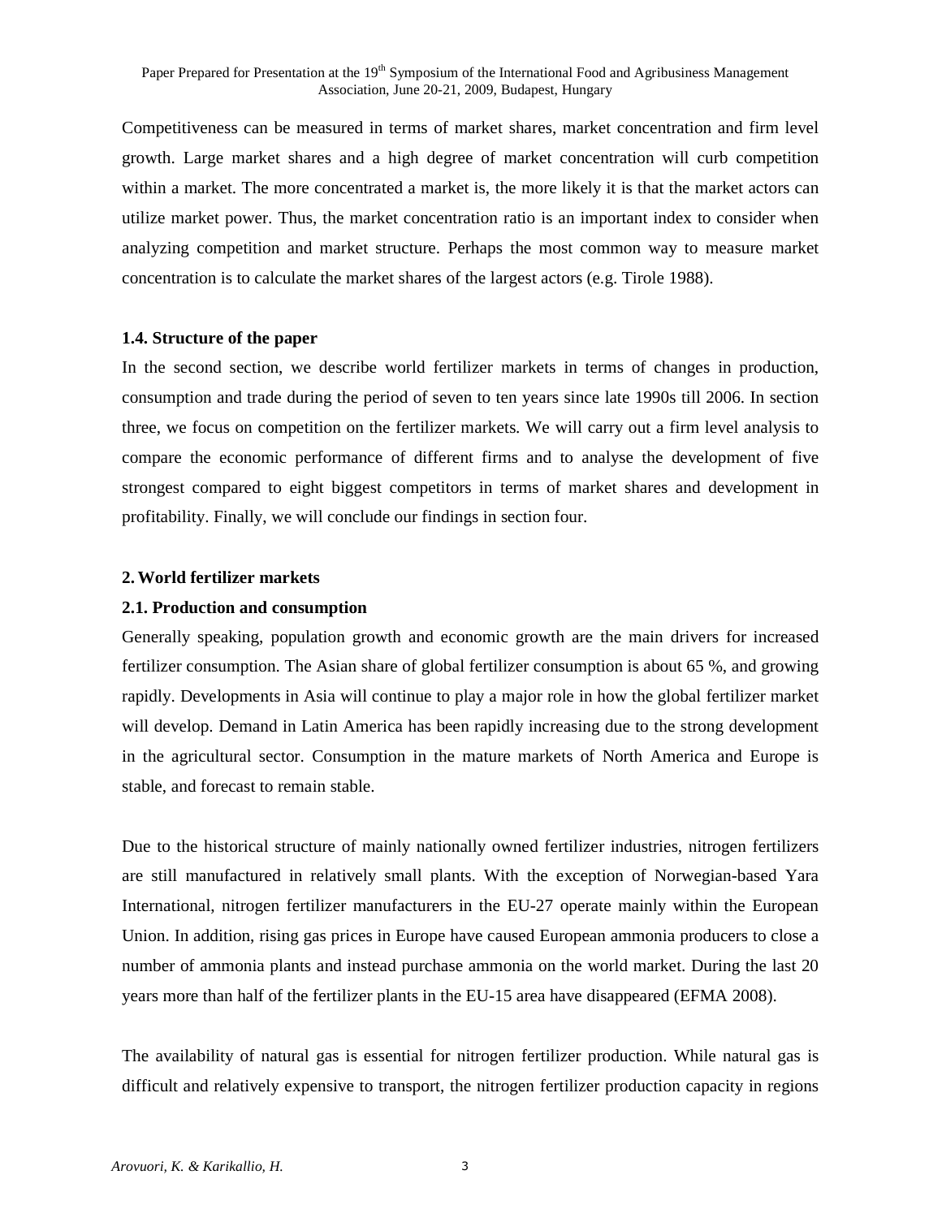Competitiveness can be measured in terms of market shares, market concentration and firm level growth. Large market shares and a high degree of market concentration will curb competition within a market. The more concentrated a market is, the more likely it is that the market actors can utilize market power. Thus, the market concentration ratio is an important index to consider when analyzing competition and market structure. Perhaps the most common way to measure market concentration is to calculate the market shares of the largest actors (e.g. Tirole 1988).

### 1.4. Structure of the paper

In the second section, we describe world fertilizer markets in terms of changes in production, consumption and trade during the period of seven to ten years since late 1990s till 2006. In section three, we focus on competition on the fertilizer markets. We will carry out a firm level analysis to compare the economic performance of different firms and to analyse the development of five strongest compared to eight biggest competitors in terms of market shares and development in profitability. Finally, we will conclude our findings in section four.

## 2. World fertilizer markets

### 2.1. Production and consumption

Generally speaking, population growth and economic growth are the main drivers for increased fertilizer consumption. The Asian share of global fertilizer consumption is about 65 %, and growing rapidly. Developments in Asia will continue to play a major role in how the global fertilizer market will develop. Demand in Latin America has been rapidly increasing due to the strong development in the agricultural sector. Consumption in the mature markets of North America and Europe is stable, and forecast to remain stable.

Due to the historical structure of mainly nationally owned fertilizer industries, nitrogen fertilizers are still manufactured in relatively small plants. With the exception of Norwegian-based Yara International, nitrogen fertilizer manufacturers in the EU-27 operate mainly within the European Union. In addition, rising gas prices in Europe have caused European ammonia producers to close a number of ammonia plants and instead purchase ammonia on the world market. During the last 20 years more than half of the fertilizer plants in the EU-15 area have disappeared (EFMA 2008).

The availability of natural gas is essential for nitrogen fertilizer production. While natural gas is difficult and relatively expensive to transport, the nitrogen fertilizer production capacity in regions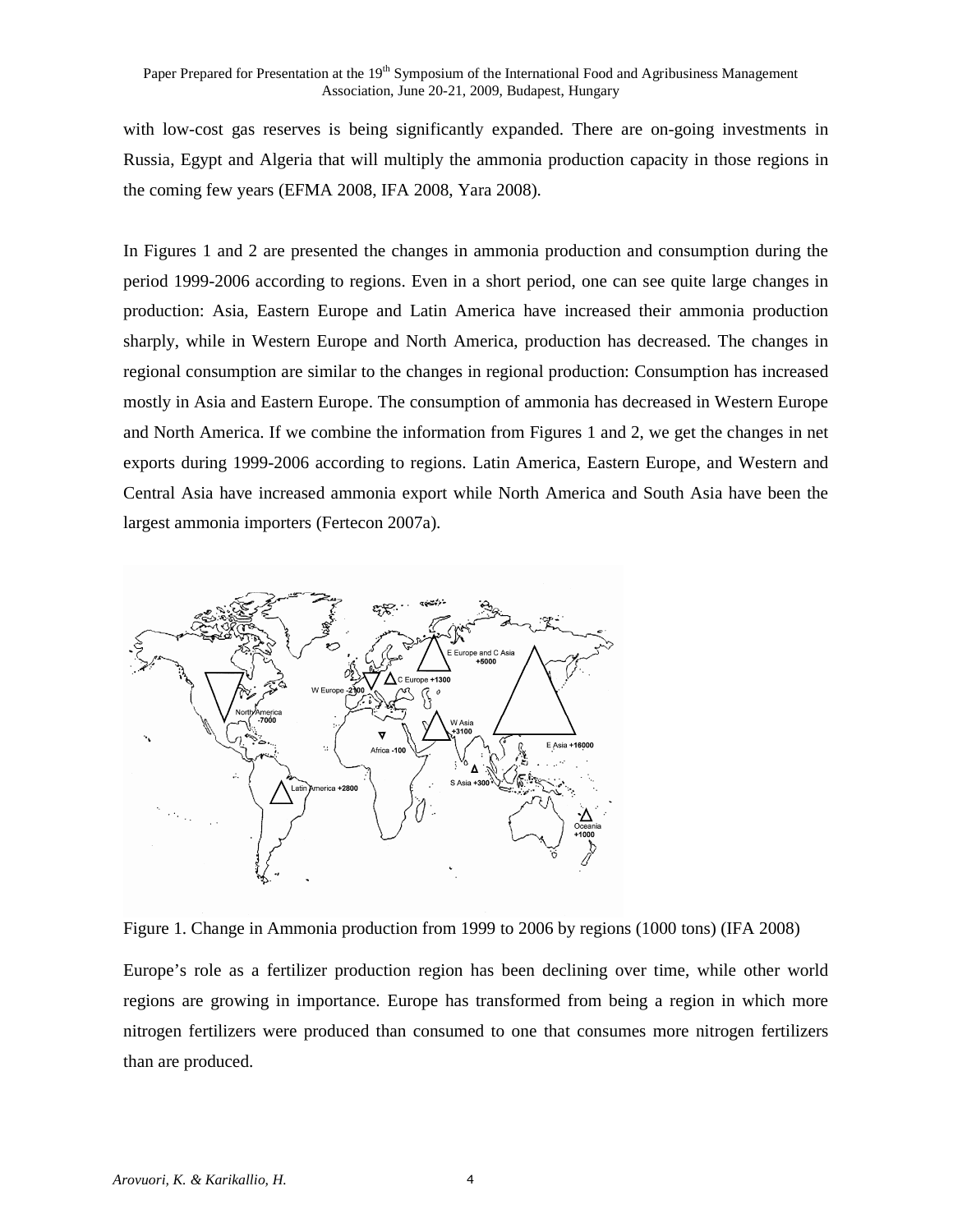with low-cost gas reserves is being significantly expanded. There are on-going investments in Russia, Egypt and Algeria that will multiply the ammonia production capacity in those regions in the coming few years (EFMA 2008, IFA 2008, Yara 2008).

In Figures 1 and 2 are presented the changes in ammonia production and consumption during the period 1999-2006 according to regions. Even in a short period, one can see quite large changes in production: Asia, Eastern Europe and Latin America have increased their ammonia production sharply, while in Western Europe and North America, production has decreased. The changes in regional consumption are similar to the changes in regional production: Consumption has increased mostly in Asia and Eastern Europe. The consumption of ammonia has decreased in Western Europe and North America. If we combine the information from Figures 1 and 2, we get the changes in net exports during 1999-2006 according to regions. Latin America, Eastern Europe, and Western and Central Asia have increased ammonia export while North America and South Asia have been the largest ammonia importers (Fertecon 2007a).

E Europe and C Asia +5000
C Europe +1300
W Europe -2100
North America -7000
W Asia +3100
E Asia +16000
Africa -100
S Asia +300
Latin America +2800
Oceania +1000

Figure 1. Change in Ammonia production from 1999 to 2006 by regions (1000 tons) (IFA 2008)

Europe's role as a fertilizer production region has been declining over time, while other world regions are growing in importance. Europe has transformed from being a region in which more nitrogen fertilizers were produced than consumed to one that consumes more nitrogen fertilizers than are produced.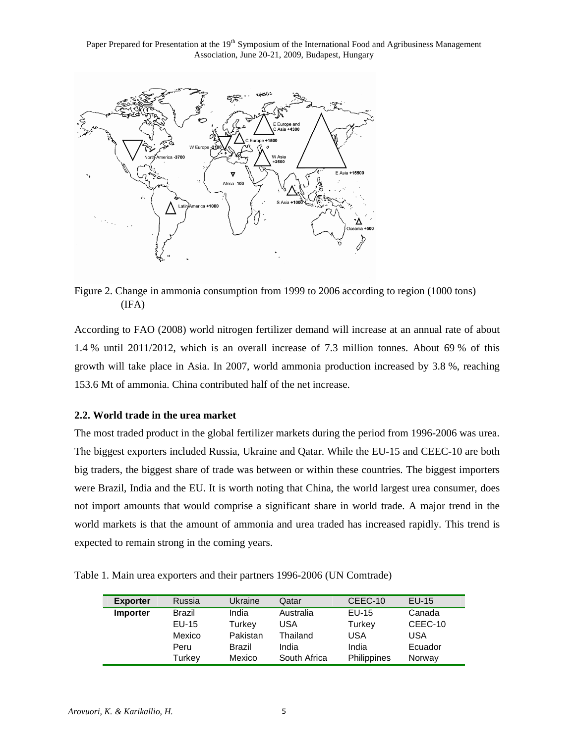E Europe and C Asia +4300

C Europe +1500

W Europe -2100

North America -3700

W Asia +2500

E Asia +15500

Africa -100

S Asia +1000

Latin America +1000

Oceania +500

Figure 2. Change in ammonia consumption from 1999 to 2006 according to region (1000 tons) (IFA)

According to FAO (2008) world nitrogen fertilizer demand will increase at an annual rate of about 1.4 % until 2011/2012, which is an overall increase of 7.3 million tonnes. About 69 % of this growth will take place in Asia. In 2007, world ammonia production increased by 3.8 %, reaching 153.6 Mt of ammonia. China contributed half of the net increase.

### 2.2. World trade in the urea market

The most traded product in the global fertilizer markets during the period from 1996-2006 was urea. The biggest exporters included Russia, Ukraine and Qatar. While the EU-15 and CEEC-10 are both big traders, the biggest share of trade was between or within these countries. The biggest importers were Brazil, India and the EU. It is worth noting that China, the world largest urea consumer, does not import amounts that would comprise a significant share in world trade. A major trend in the world markets is that the amount of ammonia and urea traded has increased rapidly. This trend is expected to remain strong in the coming years.

Table 1. Main urea exporters and their partners 1996-2006 (UN Comtrade)

| **Exporter** | Russia | Ukraine | Qatar | CEEC-10 | EU-15 |
|---|---|---|---|---|---|
| **Importer** | Brazil | India | Australia | EU-15 | Canada |
| | EU-15 | Turkey | USA | Turkey | CEEC-10 |
| | Mexico | Pakistan | Thailand | USA | USA |
| | Peru | Brazil | India | India | Ecuador |
| | Turkey | Mexico | South Africa | Philippines | Norway |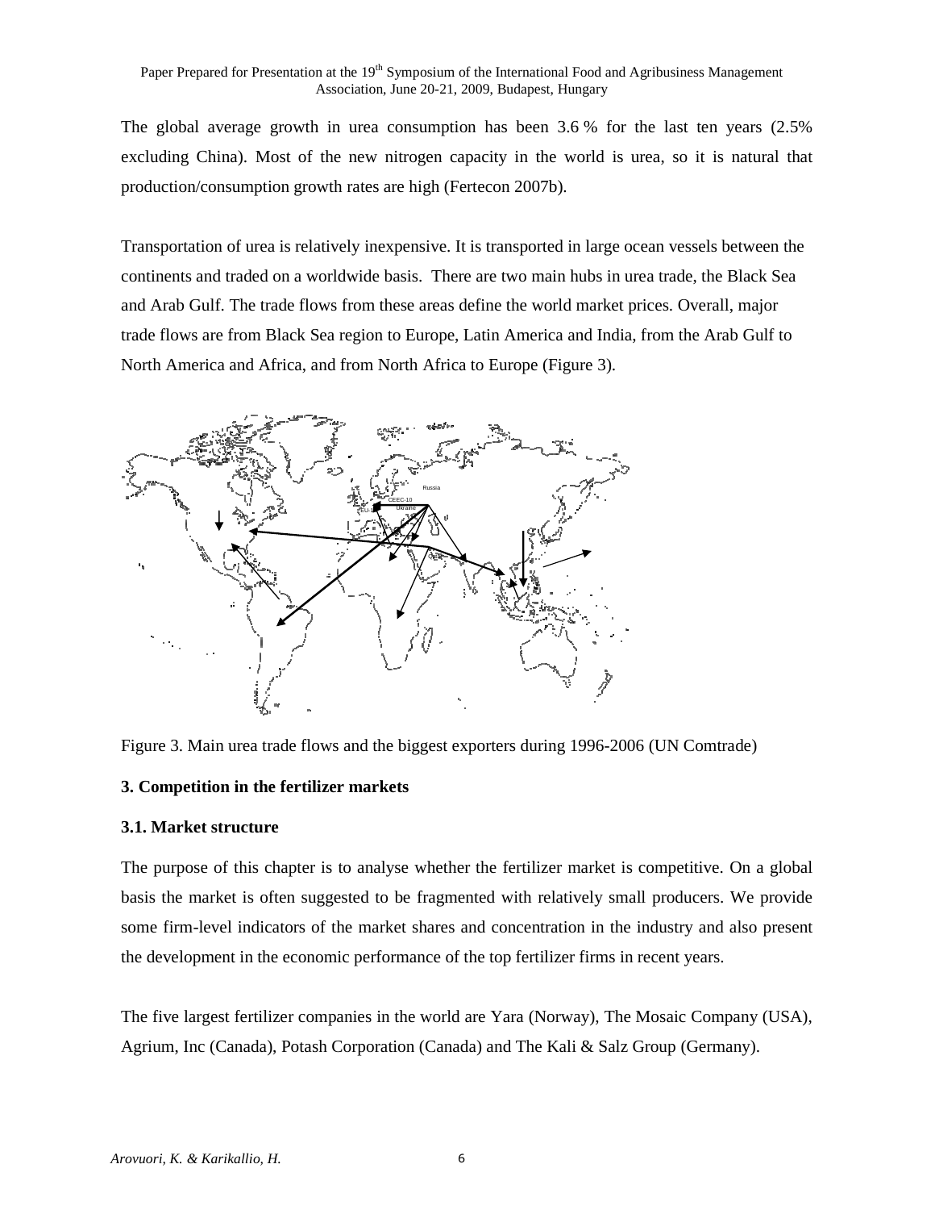The global average growth in urea consumption has been 3.6 % for the last ten years (2.5% excluding China). Most of the new nitrogen capacity in the world is urea, so it is natural that production/consumption growth rates are high (Fertecon 2007b).

Transportation of urea is relatively inexpensive. It is transported in large ocean vessels between the continents and traded on a worldwide basis. There are two main hubs in urea trade, the Black Sea and Arab Gulf. The trade flows from these areas define the world market prices. Overall, major trade flows are from Black Sea region to Europe, Latin America and India, from the Arab Gulf to North America and Africa, and from North Africa to Europe (Figure 3).

Russia
CEEC-10
EU-15
Ukraine

Figure 3. Main urea trade flows and the biggest exporters during 1996-2006 (UN Comtrade)

### 3. Competition in the fertilizer markets

#### 3.1. Market structure

The purpose of this chapter is to analyse whether the fertilizer market is competitive. On a global basis the market is often suggested to be fragmented with relatively small producers. We provide some firm-level indicators of the market shares and concentration in the industry and also present the development in the economic performance of the top fertilizer firms in recent years.

The five largest fertilizer companies in the world are Yara (Norway), The Mosaic Company (USA), Agrium, Inc (Canada), Potash Corporation (Canada) and The Kali & Salz Group (Germany).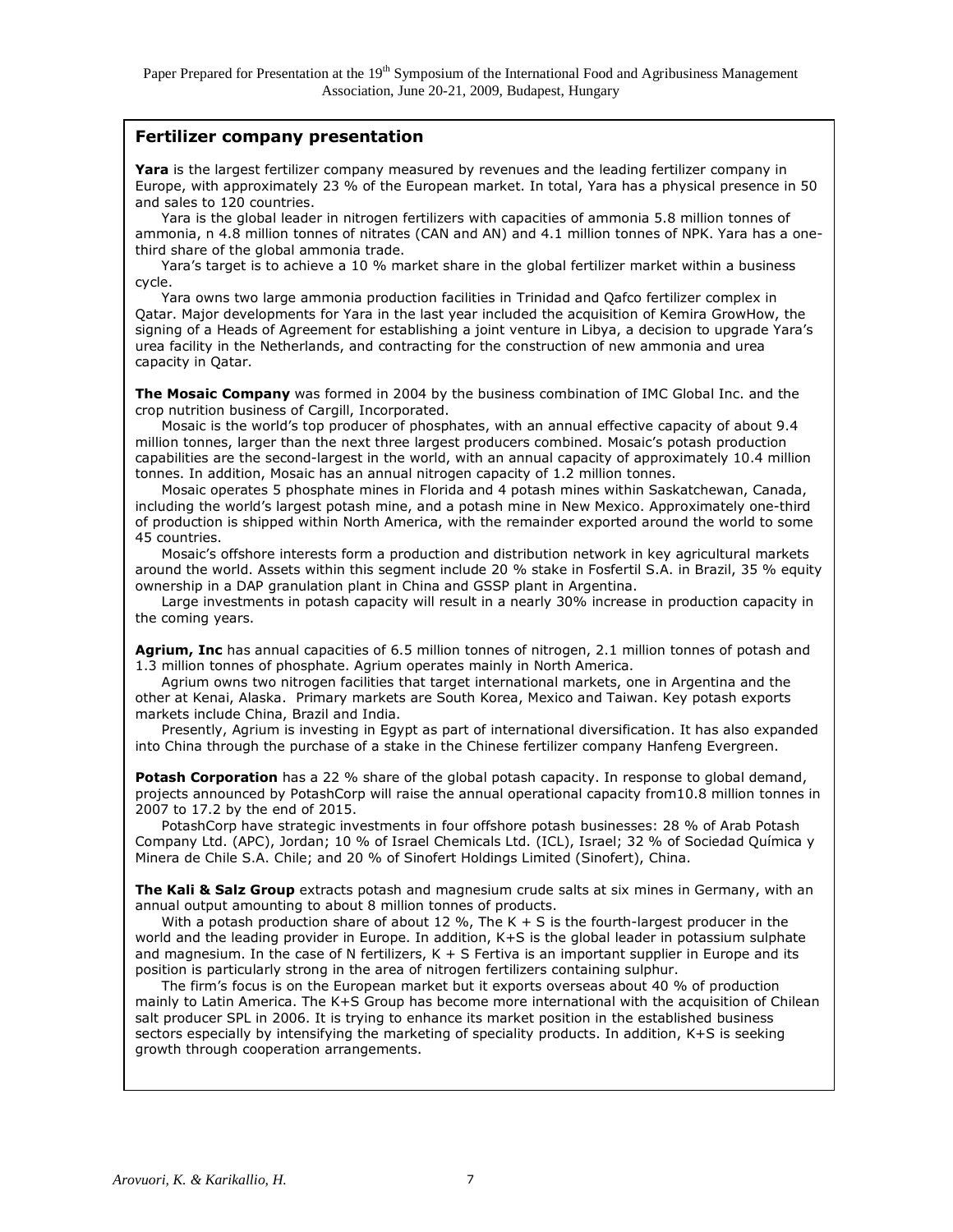## Fertilizer company presentation

**Yara** is the largest fertilizer company measured by revenues and the leading fertilizer company in Europe, with approximately 23 % of the European market. In total, Yara has a physical presence in 50 and sales to 120 countries.

Yara is the global leader in nitrogen fertilizers with capacities of ammonia 5.8 million tonnes of ammonia, n 4.8 million tonnes of nitrates (CAN and AN) and 4.1 million tonnes of NPK. Yara has a one-third share of the global ammonia trade.

Yara's target is to achieve a 10 % market share in the global fertilizer market within a business cycle.

Yara owns two large ammonia production facilities in Trinidad and Qafco fertilizer complex in Qatar. Major developments for Yara in the last year included the acquisition of Kemira GrowHow, the signing of a Heads of Agreement for establishing a joint venture in Libya, a decision to upgrade Yara's urea facility in the Netherlands, and contracting for the construction of new ammonia and urea capacity in Qatar.

**The Mosaic Company** was formed in 2004 by the business combination of IMC Global Inc. and the crop nutrition business of Cargill, Incorporated.

Mosaic is the world's top producer of phosphates, with an annual effective capacity of about 9.4 million tonnes, larger than the next three largest producers combined. Mosaic's potash production capabilities are the second-largest in the world, with an annual capacity of approximately 10.4 million tonnes. In addition, Mosaic has an annual nitrogen capacity of 1.2 million tonnes.

Mosaic operates 5 phosphate mines in Florida and 4 potash mines within Saskatchewan, Canada, including the world's largest potash mine, and a potash mine in New Mexico. Approximately one-third of production is shipped within North America, with the remainder exported around the world to some 45 countries.

Mosaic's offshore interests form a production and distribution network in key agricultural markets around the world. Assets within this segment include 20 % stake in Fosfertil S.A. in Brazil, 35 % equity ownership in a DAP granulation plant in China and GSSP plant in Argentina.

Large investments in potash capacity will result in a nearly 30% increase in production capacity in the coming years.

**Agrium, Inc** has annual capacities of 6.5 million tonnes of nitrogen, 2.1 million tonnes of potash and 1.3 million tonnes of phosphate. Agrium operates mainly in North America.

Agrium owns two nitrogen facilities that target international markets, one in Argentina and the other at Kenai, Alaska. Primary markets are South Korea, Mexico and Taiwan. Key potash exports markets include China, Brazil and India.

Presently, Agrium is investing in Egypt as part of international diversification. It has also expanded into China through the purchase of a stake in the Chinese fertilizer company Hanfeng Evergreen.

**Potash Corporation** has a 22 % share of the global potash capacity. In response to global demand, projects announced by PotashCorp will raise the annual operational capacity from10.8 million tonnes in 2007 to 17.2 by the end of 2015.

PotashCorp have strategic investments in four offshore potash businesses: 28 % of Arab Potash Company Ltd. (APC), Jordan; 10 % of Israel Chemicals Ltd. (ICL), Israel; 32 % of Sociedad Química y Minera de Chile S.A. Chile; and 20 % of Sinofert Holdings Limited (Sinofert), China.

**The Kali & Salz Group** extracts potash and magnesium crude salts at six mines in Germany, with an annual output amounting to about 8 million tonnes of products.

With a potash production share of about 12 %, The K + S is the fourth-largest producer in the world and the leading provider in Europe. In addition, K+S is the global leader in potassium sulphate and magnesium. In the case of N fertilizers, K + S Fertiva is an important supplier in Europe and its position is particularly strong in the area of nitrogen fertilizers containing sulphur.

The firm's focus is on the European market but it exports overseas about 40 % of production mainly to Latin America. The K+S Group has become more international with the acquisition of Chilean salt producer SPL in 2006. It is trying to enhance its market position in the established business sectors especially by intensifying the marketing of speciality products. In addition, K+S is seeking growth through cooperation arrangements.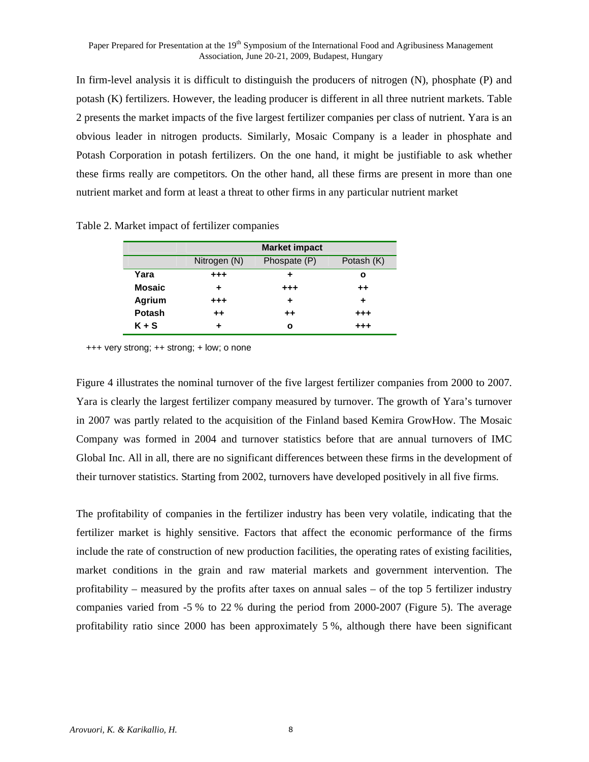In firm-level analysis it is difficult to distinguish the producers of nitrogen (N), phosphate (P) and potash (K) fertilizers. However, the leading producer is different in all three nutrient markets. Table 2 presents the market impacts of the five largest fertilizer companies per class of nutrient. Yara is an obvious leader in nitrogen products. Similarly, Mosaic Company is a leader in phosphate and Potash Corporation in potash fertilizers. On the one hand, it might be justifiable to ask whether these firms really are competitors. On the other hand, all these firms are present in more than one nutrient market and form at least a threat to other firms in any particular nutrient market

Table 2. Market impact of fertilizer companies

| | Market impact | | |
|---|---|---|---|
| | Nitrogen (N) | Phospate (P) | Potash (K) |
| **Yara** | +++ | + | o |
| **Mosaic** | + | +++ | ++ |
| **Agrium** | +++ | + | + |
| **Potash** | ++ | ++ | +++ |
| **K + S** | + | o | +++ |

+++ very strong; ++ strong; + low; o none

Figure 4 illustrates the nominal turnover of the five largest fertilizer companies from 2000 to 2007. Yara is clearly the largest fertilizer company measured by turnover. The growth of Yara's turnover in 2007 was partly related to the acquisition of the Finland based Kemira GrowHow. The Mosaic Company was formed in 2004 and turnover statistics before that are annual turnovers of IMC Global Inc. All in all, there are no significant differences between these firms in the development of their turnover statistics. Starting from 2002, turnovers have developed positively in all five firms.

The profitability of companies in the fertilizer industry has been very volatile, indicating that the fertilizer market is highly sensitive. Factors that affect the economic performance of the firms include the rate of construction of new production facilities, the operating rates of existing facilities, market conditions in the grain and raw material markets and government intervention. The profitability – measured by the profits after taxes on annual sales – of the top 5 fertilizer industry companies varied from -5 % to 22 % during the period from 2000-2007 (Figure 5). The average profitability ratio since 2000 has been approximately 5 %, although there have been significant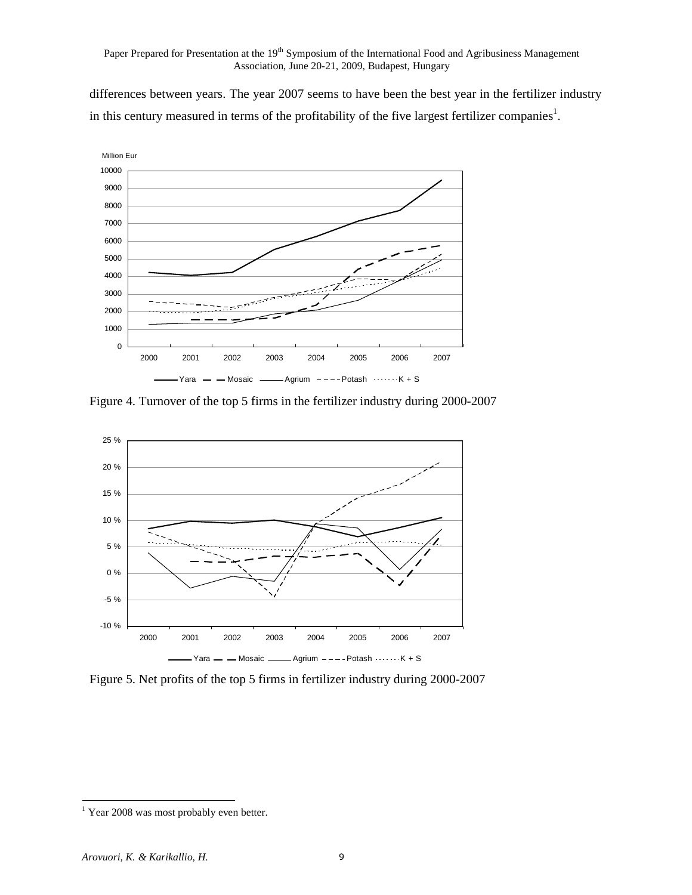differences between years. The year 2007 seems to have been the best year in the fertilizer industry in this century measured in terms of the profitability of the five largest fertilizer companies[1].

Million Eur

10000
9000
8000
7000
6000
5000
4000
3000
2000
1000
0

2000 2001 2002 2003 2004 2005 2006 2007

Yara Mosaic Agrium Potash K + S

Figure 4. Turnover of the top 5 firms in the fertilizer industry during 2000-2007

25 %
20 %
15 %
10 %
5 %
0 %
-5 %
-10 %

2000 2001 2002 2003 2004 2005 2006 2007

Yara Mosaic Agrium Potash K + S

Figure 5. Net profits of the top 5 firms in fertilizer industry during 2000-2007

[1] Year 2008 was most probably even better.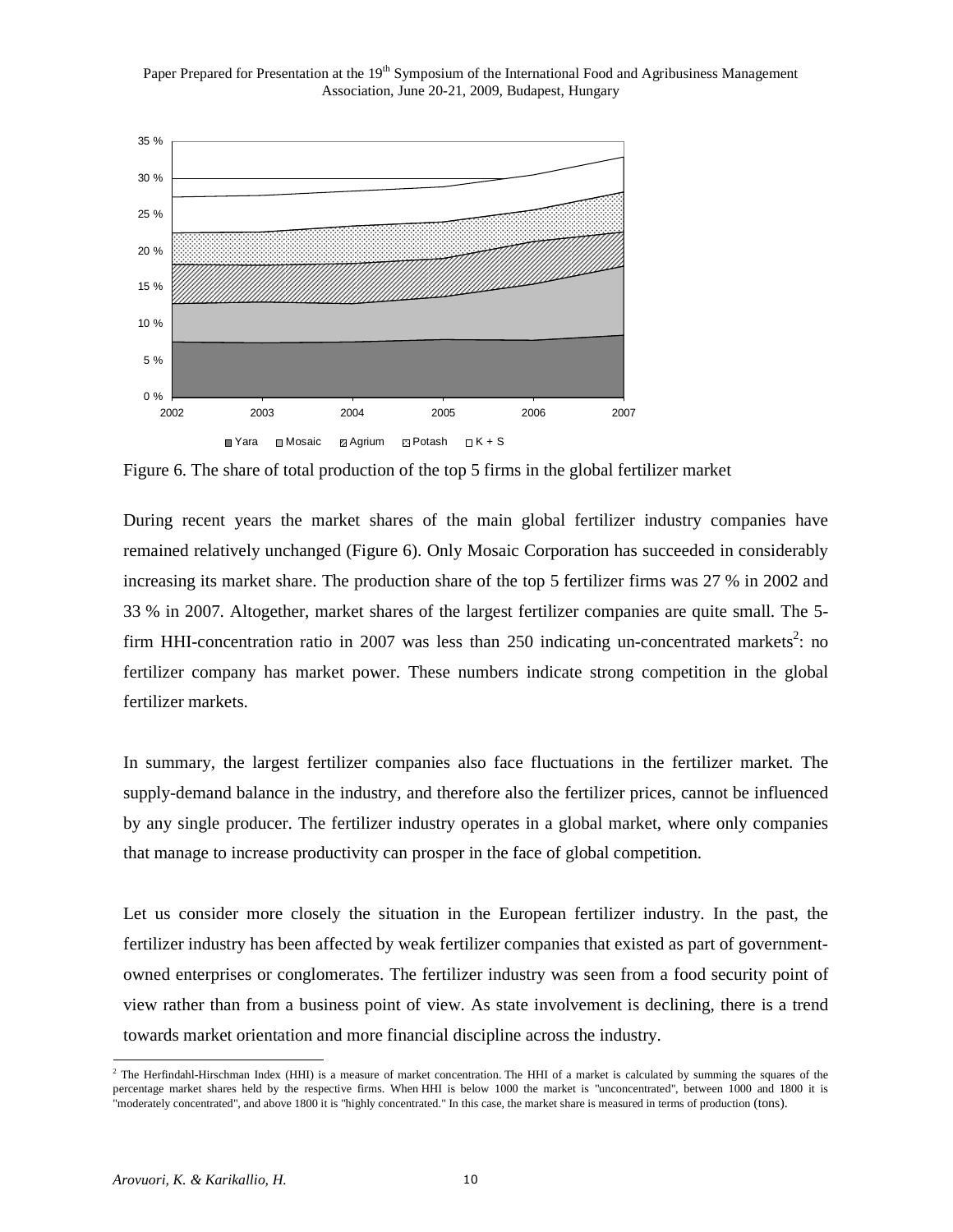35 %
30 %
25 %
20 %
15 %
10 %
5 %
0 %
2002 2003 2004 2005 2006 2007

Yara Mosaic Agrium Potash K + S

Figure 6. The share of total production of the top 5 firms in the global fertilizer market

During recent years the market shares of the main global fertilizer industry companies have remained relatively unchanged (Figure 6). Only Mosaic Corporation has succeeded in considerably increasing its market share. The production share of the top 5 fertilizer firms was 27 % in 2002 and 33 % in 2007. Altogether, market shares of the largest fertilizer companies are quite small. The 5-firm HHI-concentration ratio in 2007 was less than 250 indicating un-concentrated markets[2]: no fertilizer company has market power. These numbers indicate strong competition in the global fertilizer markets.

In summary, the largest fertilizer companies also face fluctuations in the fertilizer market. The supply-demand balance in the industry, and therefore also the fertilizer prices, cannot be influenced by any single producer. The fertilizer industry operates in a global market, where only companies that manage to increase productivity can prosper in the face of global competition.

Let us consider more closely the situation in the European fertilizer industry. In the past, the fertilizer industry has been affected by weak fertilizer companies that existed as part of government-owned enterprises or conglomerates. The fertilizer industry was seen from a food security point of view rather than from a business point of view. As state involvement is declining, there is a trend towards market orientation and more financial discipline across the industry.

[2] The Herfindahl-Hirschman Index (HHI) is a measure of market concentration. The HHI of a market is calculated by summing the squares of the percentage market shares held by the respective firms. When HHI is below 1000 the market is "unconcentrated", between 1000 and 1800 it is "moderately concentrated", and above 1800 it is "highly concentrated." In this case, the market share is measured in terms of production (tons).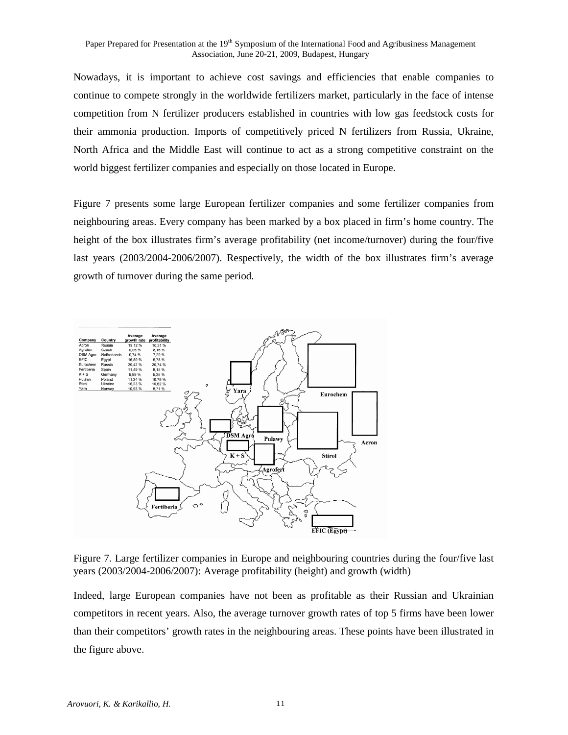Nowadays, it is important to achieve cost savings and efficiencies that enable companies to continue to compete strongly in the worldwide fertilizers market, particularly in the face of intense competition from N fertilizer producers established in countries with low gas feedstock costs for their ammonia production. Imports of competitively priced N fertilizers from Russia, Ukraine, North Africa and the Middle East will continue to act as a strong competitive constraint on the world biggest fertilizer companies and especially on those located in Europe.

Figure 7 presents some large European fertilizer companies and some fertilizer companies from neighbouring areas. Every company has been marked by a box placed in firm's home country. The height of the box illustrates firm's average profitability (net income/turnover) during the four/five last years (2003/2004-2006/2007). Respectively, the width of the box illustrates firm's average growth of turnover during the same period.

| Company | Country | Average growth rate | Average profitability |
|---|---|---|---|
| Acron | Russia | 19,12 % | 10,31 % |
| Agrofert | Czech | 8,05 % | 6,16 % |
| DSM Agro | Netherlands | 9,74 % | 7,29 % |
| EFIC | Egypt | 16,89 % | 5,78 % |
| Eurochem | Russia | 20,42 % | 20,74 % |
| Fertiberia | Spain | 11,49 % | 8,15 % |
| K + S | Germany | 9,99 % | 5,25 % |
| Pulawy | Poland | 11,24 % | 10,79 % |
| Stirol | Ukraine | 16,23 % | 16,62 % |
| Yara | Norway | 10,93 % | 8,71 % |

Yara
Eurochem
DSM Agro
Pulawy
Acron
K + S
Stirol
Agrofert
Fertiberia
EFIC (Egypt)

Figure 7. Large fertilizer companies in Europe and neighbouring countries during the four/five last years (2003/2004-2006/2007): Average profitability (height) and growth (width)

Indeed, large European companies have not been as profitable as their Russian and Ukrainian competitors in recent years. Also, the average turnover growth rates of top 5 firms have been lower than their competitors' growth rates in the neighbouring areas. These points have been illustrated in the figure above.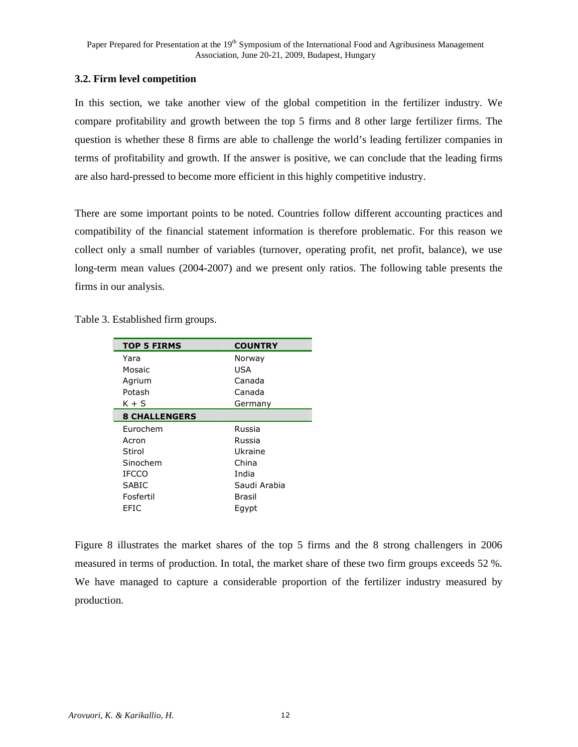### 3.2. Firm level competition

In this section, we take another view of the global competition in the fertilizer industry. We compare profitability and growth between the top 5 firms and 8 other large fertilizer firms. The question is whether these 8 firms are able to challenge the world's leading fertilizer companies in terms of profitability and growth. If the answer is positive, we can conclude that the leading firms are also hard-pressed to become more efficient in this highly competitive industry.

There are some important points to be noted. Countries follow different accounting practices and compatibility of the financial statement information is therefore problematic. For this reason we collect only a small number of variables (turnover, operating profit, net profit, balance), we use long-term mean values (2004-2007) and we present only ratios. The following table presents the firms in our analysis.

Table 3. Established firm groups.

| TOP 5 FIRMS | COUNTRY |
|---|---|
| Yara | Norway |
| Mosaic | USA |
| Agrium | Canada |
| Potash | Canada |
| K + S | Germany |
| **8 CHALLENGERS** | |
| Eurochem | Russia |
| Acron | Russia |
| Stirol | Ukraine |
| Sinochem | China |
| IFCCO | India |
| SABIC | Saudi Arabia |
| Fosfertil | Brasil |
| EFIC | Egypt |

Figure 8 illustrates the market shares of the top 5 firms and the 8 strong challengers in 2006 measured in terms of production. In total, the market share of these two firm groups exceeds 52 %. We have managed to capture a considerable proportion of the fertilizer industry measured by production.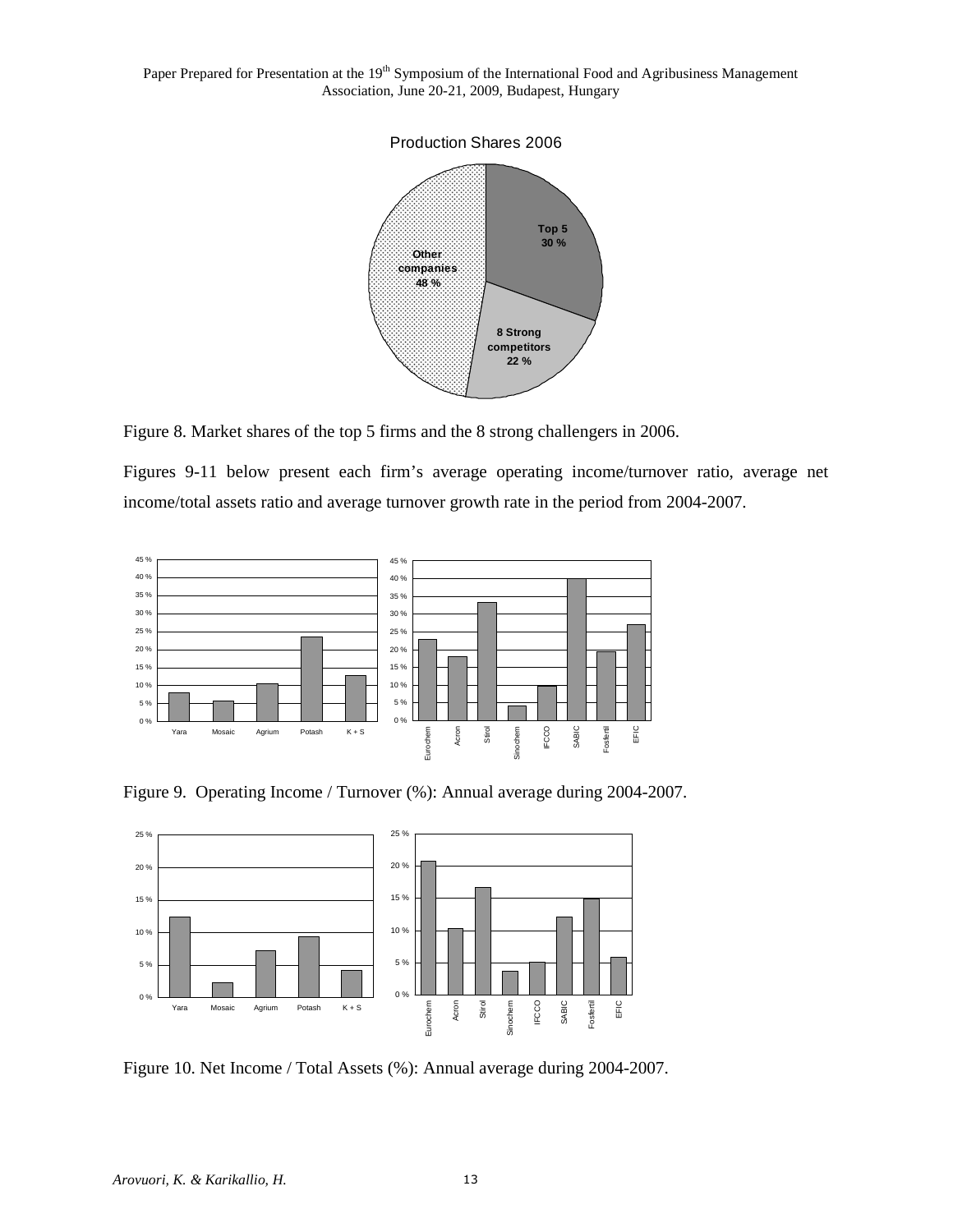Production Shares 2006

Top 5
30 %

8 Strong competitors
22 %

Other companies
48 %

Figure 8. Market shares of the top 5 firms and the 8 strong challengers in 2006.

Figures 9-11 below present each firm's average operating income/turnover ratio, average net income/total assets ratio and average turnover growth rate in the period from 2004-2007.

45 %
40 %
35 %
30 %
25 %
20 %
15 %
10 %
5 %
0 %

Yara Mosaic Agrium Potash K + S

45 %
40 %
35 %
30 %
25 %
20 %
15 %
10 %
5 %
0 %

Eurochem Acron Stirol Sinochem IFCCO SABIC Fosfertil EFIC

Figure 9. Operating Income / Turnover (%): Annual average during 2004-2007.

25 %
20 %
15 %
10 %
5 %
0 %

Yara Mosaic Agrium Potash K + S

25 %
20 %
15 %
10 %
5 %
0 %

Eurochem Acron Stirol Sinochem IFCCO SABIC Fosfertil EFIC

Figure 10. Net Income / Total Assets (%): Annual average during 2004-2007.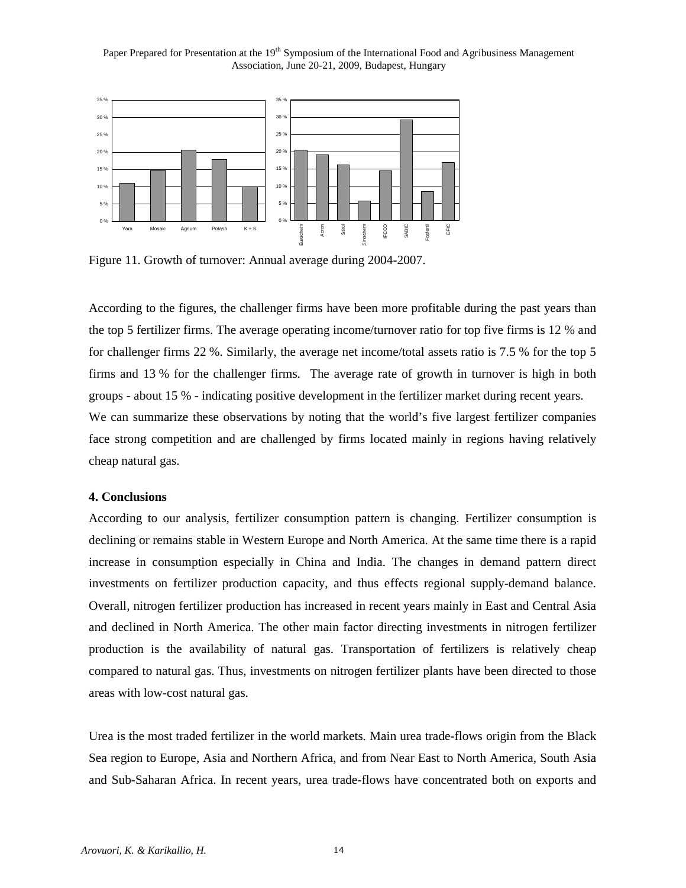35 %
30 %
25 %
20 %
15 %
10 %
5 %
0 %

Yara Mosaic Agrium Potash K + S

35 %
30 %
25 %
20 %
15 %
10 %
5 %
0 %

Eurochem Acron Stirol Sinochem IFCCO SABIC Fosfertil EFIC

Figure 11. Growth of turnover: Annual average during 2004-2007.

According to the figures, the challenger firms have been more profitable during the past years than the top 5 fertilizer firms. The average operating income/turnover ratio for top five firms is 12 % and for challenger firms 22 %. Similarly, the average net income/total assets ratio is 7.5 % for the top 5 firms and 13 % for the challenger firms. The average rate of growth in turnover is high in both groups - about 15 % - indicating positive development in the fertilizer market during recent years. We can summarize these observations by noting that the world's five largest fertilizer companies face strong competition and are challenged by firms located mainly in regions having relatively cheap natural gas.

## 4. Conclusions

According to our analysis, fertilizer consumption pattern is changing. Fertilizer consumption is declining or remains stable in Western Europe and North America. At the same time there is a rapid increase in consumption especially in China and India. The changes in demand pattern direct investments on fertilizer production capacity, and thus effects regional supply-demand balance. Overall, nitrogen fertilizer production has increased in recent years mainly in East and Central Asia and declined in North America. The other main factor directing investments in nitrogen fertilizer production is the availability of natural gas. Transportation of fertilizers is relatively cheap compared to natural gas. Thus, investments on nitrogen fertilizer plants have been directed to those areas with low-cost natural gas.

Urea is the most traded fertilizer in the world markets. Main urea trade-flows origin from the Black Sea region to Europe, Asia and Northern Africa, and from Near East to North America, South Asia and Sub-Saharan Africa. In recent years, urea trade-flows have concentrated both on exports and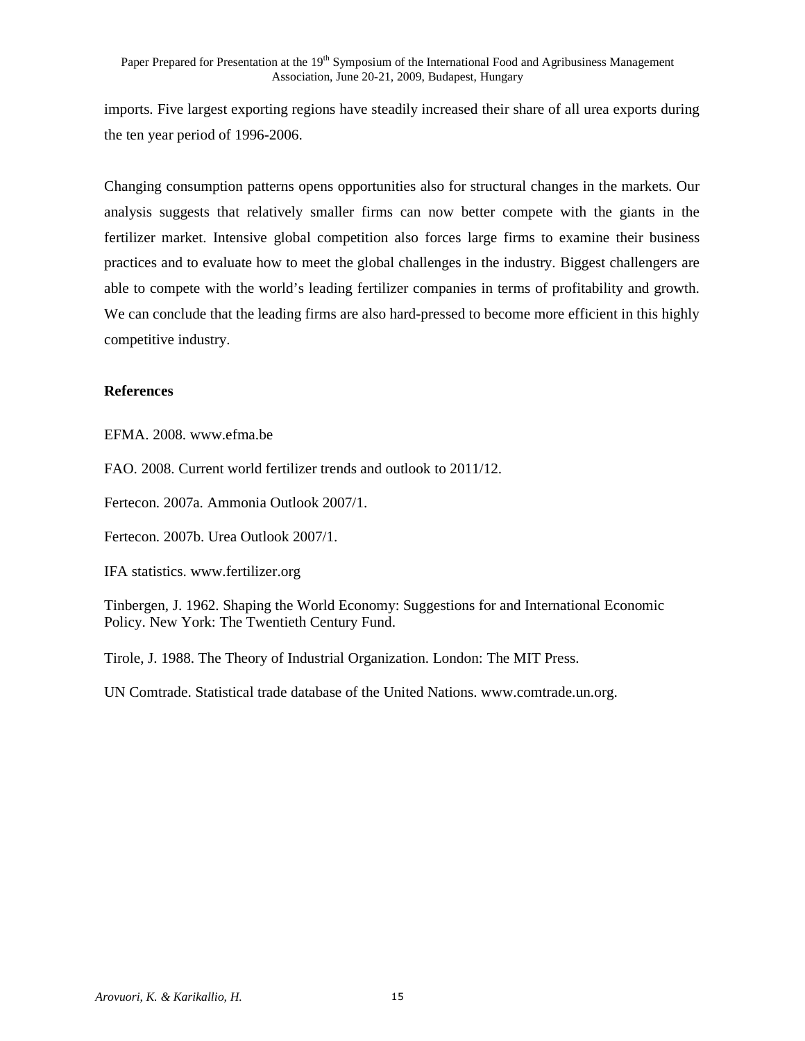imports. Five largest exporting regions have steadily increased their share of all urea exports during the ten year period of 1996-2006.

Changing consumption patterns opens opportunities also for structural changes in the markets. Our analysis suggests that relatively smaller firms can now better compete with the giants in the fertilizer market. Intensive global competition also forces large firms to examine their business practices and to evaluate how to meet the global challenges in the industry. Biggest challengers are able to compete with the world's leading fertilizer companies in terms of profitability and growth. We can conclude that the leading firms are also hard-pressed to become more efficient in this highly competitive industry.

**References**

EFMA. 2008. www.efma.be

FAO. 2008. Current world fertilizer trends and outlook to 2011/12.

Fertecon. 2007a. Ammonia Outlook 2007/1.

Fertecon. 2007b. Urea Outlook 2007/1.

IFA statistics. www.fertilizer.org

Tinbergen, J. 1962. Shaping the World Economy: Suggestions for and International Economic Policy. New York: The Twentieth Century Fund.

Tirole, J. 1988. The Theory of Industrial Organization. London: The MIT Press.

UN Comtrade. Statistical trade database of the United Nations. www.comtrade.un.org.